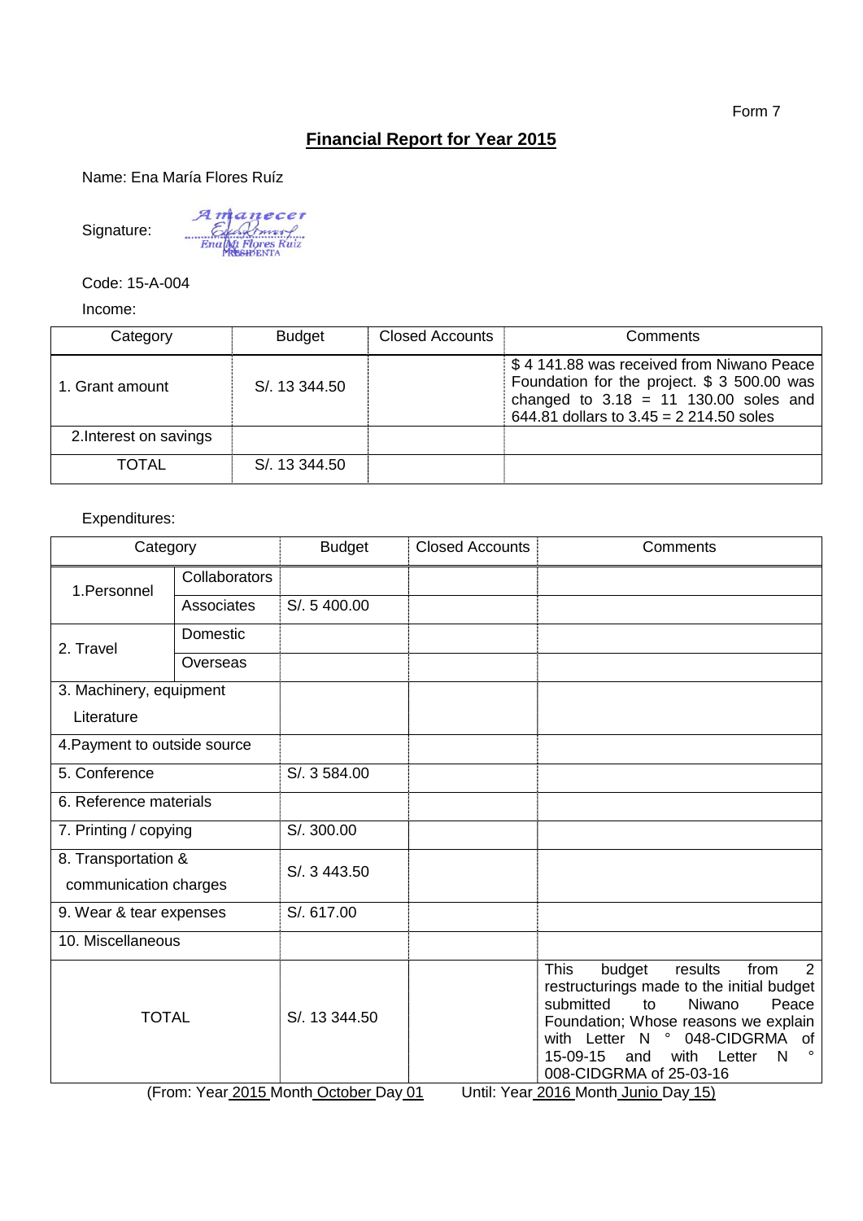Form 7

## Financial Report for Year 2015

Name: Ena María Flores Ruíz

Signature: Amanecer Ena María Flores Ruiz PRESIDENTA

Code: 15-A-004

Income:

| Category | Budget | Closed Accounts | Comments |
|---|---|---|---|
| 1. Grant amount | S/. 13 344.50 | | $ 4 141.88 was received from Niwano Peace Foundation for the project. $ 3 500.00 was changed to 3.18 = 11 130.00 soles and 644.81 dollars to 3.45 = 2 214.50 soles |
| 2.Interest on savings | | | |
| TOTAL | S/. 13 344.50 | | |

Expenditures:

| Category | | Budget | Closed Accounts | Comments |
|---|---|---|---|---|
| 1.Personnel | Collaborators | | | |
| | Associates | S/. 5 400.00 | | |
| 2. Travel | Domestic | | | |
| | Overseas | | | |
| 3. Machinery, equipment Literature | | | | |
| 4.Payment to outside source | | | | |
| 5. Conference | | S/. 3 584.00 | | |
| 6. Reference materials | | | | |
| 7. Printing / copying | | S/. 300.00 | | |
| 8. Transportation & communication charges | | S/. 3 443.50 | | |
| 9. Wear & tear expenses | | S/. 617.00 | | |
| 10. Miscellaneous | | | | |
| TOTAL | | S/. 13 344.50 | | This budget results from 2 restructurings made to the initial budget submitted to Niwano Peace Foundation; Whose reasons we explain with Letter N ° 048-CIDGRMA of 15-09-15 and with Letter N ° 008-CIDGRMA of 25-03-16 |

(From: Year 2015 Month October Day 01 Until: Year 2016 Month Junio Day 15)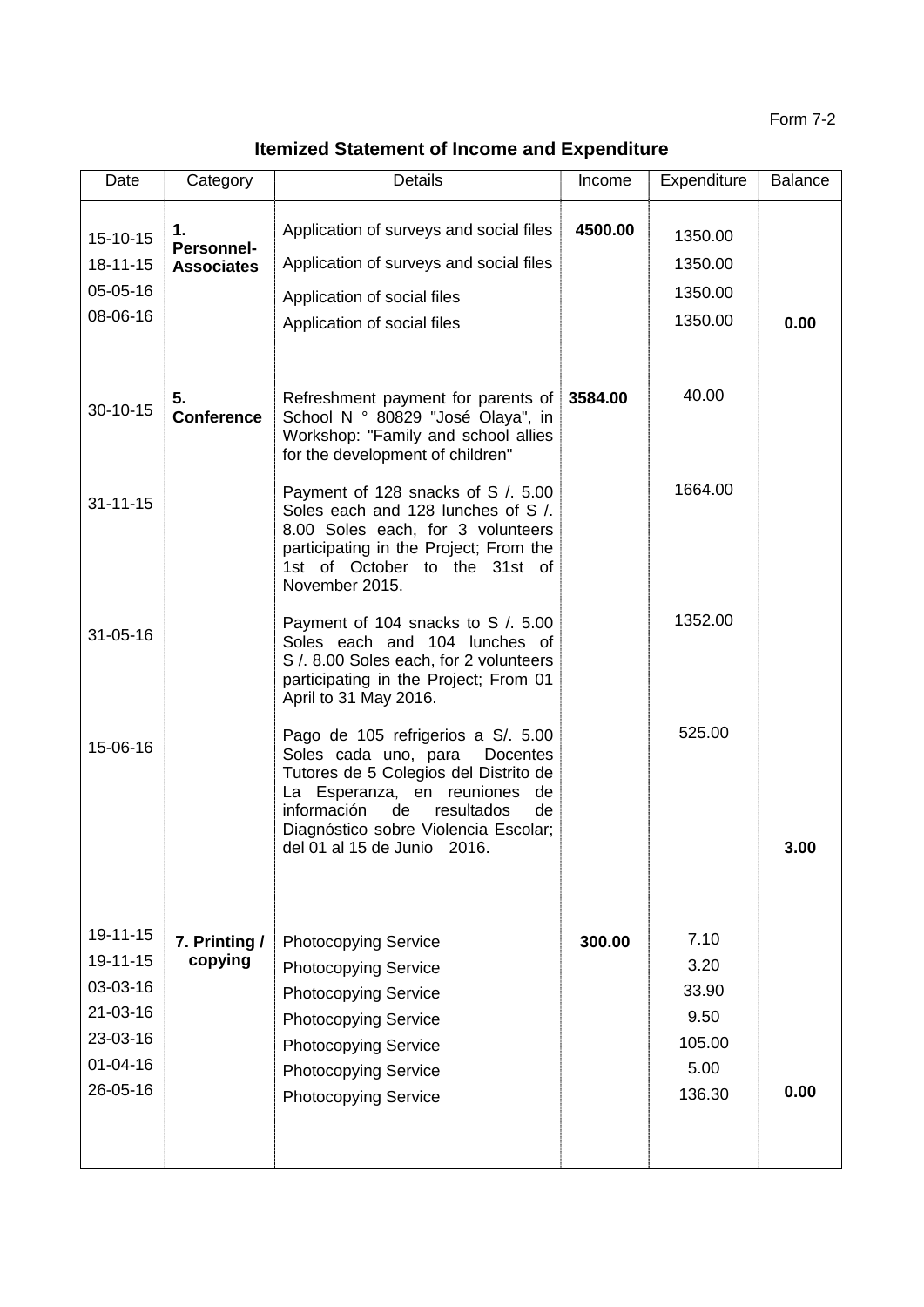Form 7-2

## Itemized Statement of Income and Expenditure

| Date | Category | Details | Income | Expenditure | Balance |
|---|---|---|---|---|---|
| 15-10-15 | **1. Personnel-Associates** | Application of surveys and social files | **4500.00** | 1350.00 | |
| 18-11-15 | | Application of surveys and social files | | 1350.00 | |
| 05-05-16 | | Application of social files | | 1350.00 | |
| 08-06-16 | | Application of social files | | 1350.00 | **0.00** |
| 30-10-15 | **5. Conference** | Refreshment payment for parents of School N ° 80829 "José Olaya", in Workshop: "Family and school allies for the development of children" | **3584.00** | 40.00 | |
| 31-11-15 | | Payment of 128 snacks of S /. 5.00 Soles each and 128 lunches of S /. 8.00 Soles each, for 3 volunteers participating in the Project; From the 1st of October to the 31st of November 2015. | | 1664.00 | |
| 31-05-16 | | Payment of 104 snacks to S /. 5.00 Soles each and 104 lunches of S /. 8.00 Soles each, for 2 volunteers participating in the Project; From 01 April to 31 May 2016. | | 1352.00 | |
| 15-06-16 | | Pago de 105 refrigerios a S/. 5.00 Soles cada uno, para Docentes Tutores de 5 Colegios del Distrito de La Esperanza, en reuniones de información de resultados de Diagnóstico sobre Violencia Escolar; del 01 al 15 de Junio 2016. | | 525.00 | **3.00** |
| 19-11-15 | **7. Printing / copying** | Photocopying Service | **300.00** | 7.10 | |
| 19-11-15 | | Photocopying Service | | 3.20 | |
| 03-03-16 | | Photocopying Service | | 33.90 | |
| 21-03-16 | | Photocopying Service | | 9.50 | |
| 23-03-16 | | Photocopying Service | | 105.00 | |
| 01-04-16 | | Photocopying Service | | 5.00 | |
| 26-05-16 | | Photocopying Service | | 136.30 | **0.00** |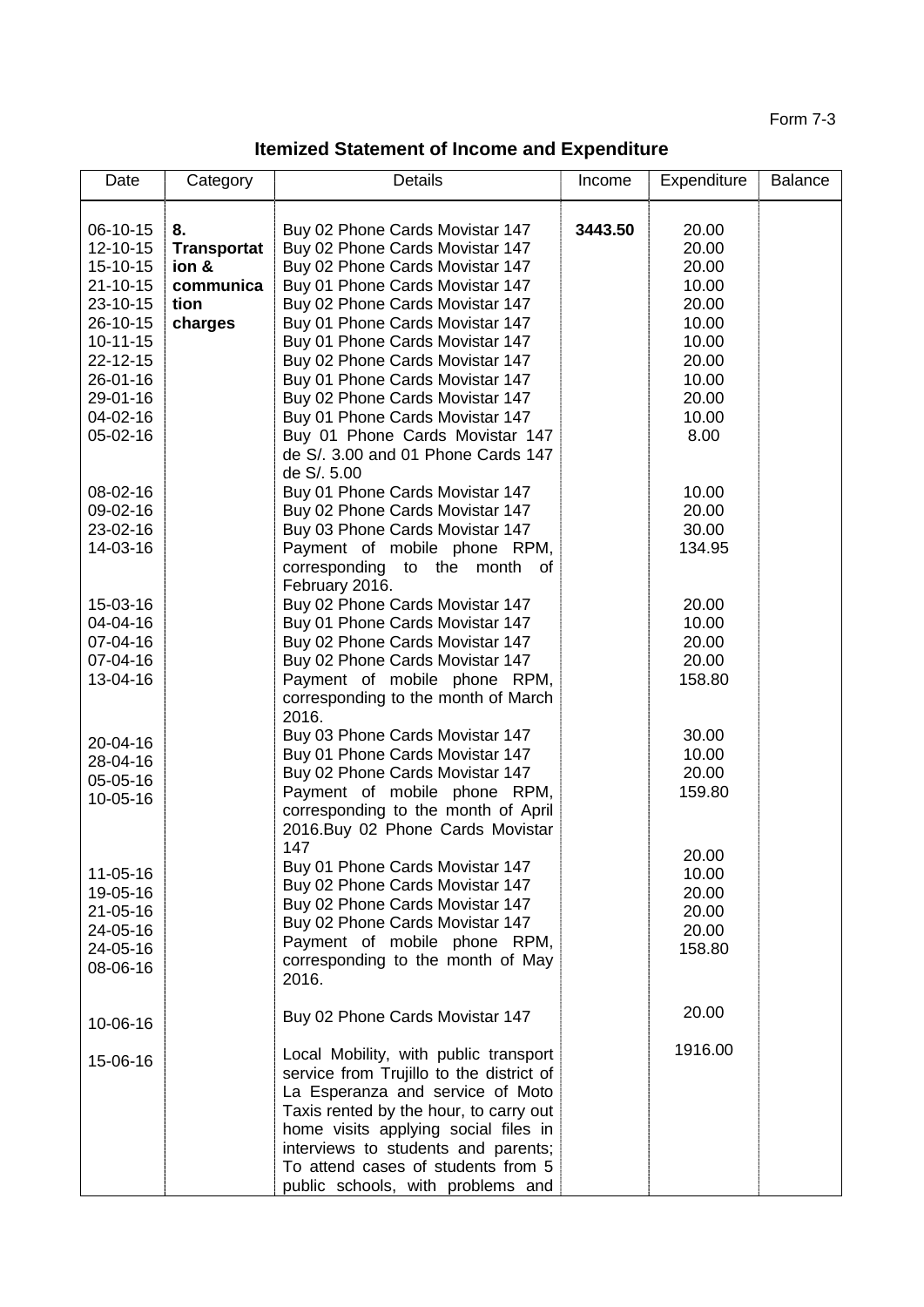Form 7-3

## Itemized Statement of Income and Expenditure

| Date | Category | Details | Income | Expenditure | Balance |
|---|---|---|---|---|---|
| 06-10-15 | **8. Transportation & communication charges** | Buy 02 Phone Cards Movistar 147 | **3443.50** | 20.00 | |
| 12-10-15 | | Buy 02 Phone Cards Movistar 147 | | 20.00 | |
| 15-10-15 | | Buy 02 Phone Cards Movistar 147 | | 20.00 | |
| 21-10-15 | | Buy 01 Phone Cards Movistar 147 | | 10.00 | |
| 23-10-15 | | Buy 02 Phone Cards Movistar 147 | | 20.00 | |
| 26-10-15 | | Buy 01 Phone Cards Movistar 147 | | 10.00 | |
| 10-11-15 | | Buy 01 Phone Cards Movistar 147 | | 10.00 | |
| 22-12-15 | | Buy 02 Phone Cards Movistar 147 | | 20.00 | |
| 26-01-16 | | Buy 01 Phone Cards Movistar 147 | | 10.00 | |
| 29-01-16 | | Buy 02 Phone Cards Movistar 147 | | 20.00 | |
| 04-02-16 | | Buy 01 Phone Cards Movistar 147 | | 10.00 | |
| 05-02-16 | | Buy 01 Phone Cards Movistar 147 de S/. 3.00 and 01 Phone Cards 147 de S/. 5.00 | | 8.00 | |
| 08-02-16 | | Buy 01 Phone Cards Movistar 147 | | 10.00 | |
| 09-02-16 | | Buy 02 Phone Cards Movistar 147 | | 20.00 | |
| 23-02-16 | | Buy 03 Phone Cards Movistar 147 | | 30.00 | |
| 14-03-16 | | Payment of mobile phone RPM, corresponding to the month of February 2016. | | 134.95 | |
| 15-03-16 | | Buy 02 Phone Cards Movistar 147 | | 20.00 | |
| 04-04-16 | | Buy 01 Phone Cards Movistar 147 | | 10.00 | |
| 07-04-16 | | Buy 02 Phone Cards Movistar 147 | | 20.00 | |
| 07-04-16 | | Buy 02 Phone Cards Movistar 147 | | 20.00 | |
| 13-04-16 | | Payment of mobile phone RPM, corresponding to the month of March 2016. | | 158.80 | |
| 20-04-16 | | Buy 03 Phone Cards Movistar 147 | | 30.00 | |
| 28-04-16 | | Buy 01 Phone Cards Movistar 147 | | 10.00 | |
| 05-05-16 | | Buy 02 Phone Cards Movistar 147 | | 20.00 | |
| 10-05-16 | | Payment of mobile phone RPM, corresponding to the month of April 2016. | | 159.80 | |
| 11-05-16 | | Buy 02 Phone Cards Movistar 147 | | 20.00 | |
| 19-05-16 | | Buy 01 Phone Cards Movistar 147 | | 10.00 | |
| 21-05-16 | | Buy 02 Phone Cards Movistar 147 | | 20.00 | |
| 24-05-16 | | Buy 02 Phone Cards Movistar 147 | | 20.00 | |
| 24-05-16 | | Buy 02 Phone Cards Movistar 147 | | 20.00 | |
| 08-06-16 | | Payment of mobile phone RPM, corresponding to the month of May 2016. | | 158.80 | |
| 10-06-16 | | Buy 02 Phone Cards Movistar 147 | | 20.00 | |
| 15-06-16 | | Local Mobility, with public transport service from Trujillo to the district of La Esperanza and service of Moto Taxis rented by the hour, to carry out home visits applying social files in interviews to students and parents; To attend cases of students from 5 public schools, with problems and | | 1916.00 | |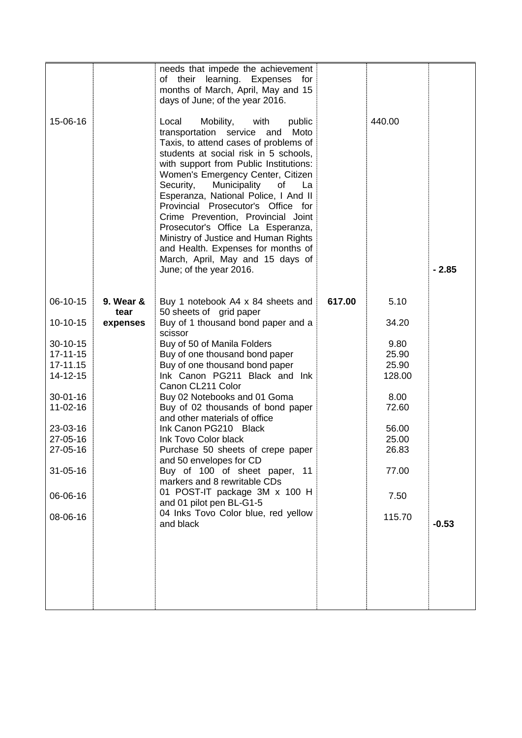| | | | | | |
|---|---|---|---|---|---|
| | | needs that impede the achievement of their learning. Expenses for months of March, April, May and 15 days of June; of the year 2016. | | | |
| 15-06-16 | | Local Mobility, with public transportation service and Moto Taxis, to attend cases of problems of students at social risk in 5 schools, with support from Public Institutions: Women's Emergency Center, Citizen Security, Municipality of La Esperanza, National Police, I And II Provincial Prosecutor's Office for Crime Prevention, Provincial Joint Prosecutor's Office La Esperanza, Ministry of Justice and Human Rights and Health. Expenses for months of March, April, May and 15 days of June; of the year 2016. | | 440.00 | - 2.85 |
| 06-10-15 | **9. Wear & tear expenses** | Buy 1 notebook A4 x 84 sheets and 50 sheets of grid paper | **617.00** | 5.10 | |
| 10-10-15 | | Buy of 1 thousand bond paper and a scissor | | 34.20 | |
| 30-10-15 | | Buy of 50 of Manila Folders | | 9.80 | |
| 17-11-15 | | Buy of one thousand bond paper | | 25.90 | |
| 17-11.15 | | Buy of one thousand bond paper | | 25.90 | |
| 14-12-15 | | Ink Canon PG211 Black and Ink Canon CL211 Color | | 128.00 | |
| 30-01-16 | | Buy 02 Notebooks and 01 Goma | | 8.00 | |
| 11-02-16 | | Buy of 02 thousands of bond paper and other materials of office | | 72.60 | |
| 23-03-16 | | Ink Canon PG210 Black | | 56.00 | |
| 27-05-16 | | Ink Tovo Color black | | 25.00 | |
| 27-05-16 | | Purchase 50 sheets of crepe paper and 50 envelopes for CD | | 26.83 | |
| 31-05-16 | | Buy of 100 of sheet paper, 11 markers and 8 rewritable CDs | | 77.00 | |
| 06-06-16 | | 01 POST-IT package 3M x 100 H and 01 pilot pen BL-G1-5 | | 7.50 | |
| 08-06-16 | | 04 Inks Tovo Color blue, red yellow and black | | 115.70 | -0.53 |